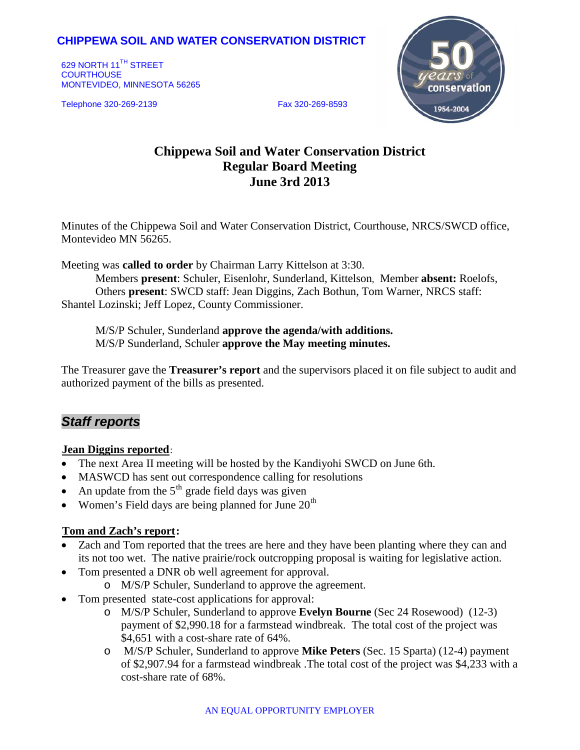**CHIPPEWA SOIL AND WATER CONSERVATION DISTRICT**

629 NORTH 11TH STREET
COURTHOUSE
MONTEVIDEO, MINNESOTA 56265

Telephone 320-269-2139 Fax 320-269-8593

# Chippewa Soil and Water Conservation District
# Regular Board Meeting
# June 3rd 2013

Minutes of the Chippewa Soil and Water Conservation District, Courthouse, NRCS/SWCD office, Montevideo MN 56265.

Meeting was **called to order** by Chairman Larry Kittelson at 3:30.
Members **present**: Schuler, Eisenlohr, Sunderland, Kittelson, Member **absent:** Roelofs,
Others **present**: SWCD staff: Jean Diggins, Zach Bothun, Tom Warner, NRCS staff: Shantel Lozinski; Jeff Lopez, County Commissioner.

M/S/P Schuler, Sunderland **approve the agenda/with additions.**
M/S/P Sunderland, Schuler **approve the May meeting minutes.**

The Treasurer gave the **Treasurer's report** and the supervisors placed it on file subject to audit and authorized payment of the bills as presented.

## *Staff reports*

**Jean Diggins reported**:

- The next Area II meeting will be hosted by the Kandiyohi SWCD on June 6th.
- MASWCD has sent out correspondence calling for resolutions
- An update from the 5th grade field days was given
- Women's Field days are being planned for June 20th

**Tom and Zach's report:**

- Zach and Tom reported that the trees are here and they have been planting where they can and its not too wet. The native prairie/rock outcropping proposal is waiting for legislative action.
- Tom presented a DNR ob well agreement for approval.
  - M/S/P Schuler, Sunderland to approve the agreement.
- Tom presented state-cost applications for approval:
  - M/S/P Schuler, Sunderland to approve **Evelyn Bourne** (Sec 24 Rosewood) (12-3) payment of $2,990.18 for a farmstead windbreak. The total cost of the project was $4,651 with a cost-share rate of 64%.
  - M/S/P Schuler, Sunderland to approve **Mike Peters** (Sec. 15 Sparta) (12-4) payment of $2,907.94 for a farmstead windbreak .The total cost of the project was $4,233 with a cost-share rate of 68%.

AN EQUAL OPPORTUNITY EMPLOYER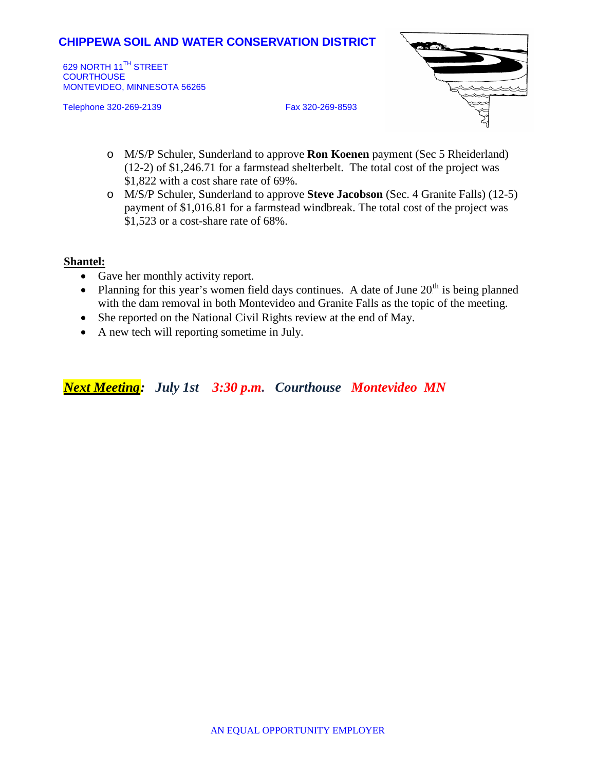# CHIPPEWA SOIL AND WATER CONSERVATION DISTRICT

629 NORTH 11TH STREET
COURTHOUSE
MONTEVIDEO, MINNESOTA 56265

Telephone 320-269-2139 Fax 320-269-8593

- M/S/P Schuler, Sunderland to approve **Ron Koenen** payment (Sec 5 Rheiderland) (12-2) of $1,246.71 for a farmstead shelterbelt. The total cost of the project was $1,822 with a cost share rate of 69%.
- M/S/P Schuler, Sunderland to approve **Steve Jacobson** (Sec. 4 Granite Falls) (12-5) payment of $1,016.81 for a farmstead windbreak. The total cost of the project was $1,523 or a cost-share rate of 68%.

**Shantel:**

- Gave her monthly activity report.
- Planning for this year's women field days continues. A date of June 20th is being planned with the dam removal in both Montevideo and Granite Falls as the topic of the meeting.
- She reported on the National Civil Rights review at the end of May.
- A new tech will reporting sometime in July.

***Next Meeting*: July 1st 3:30 p.m. Courthouse Montevideo MN**

AN EQUAL OPPORTUNITY EMPLOYER